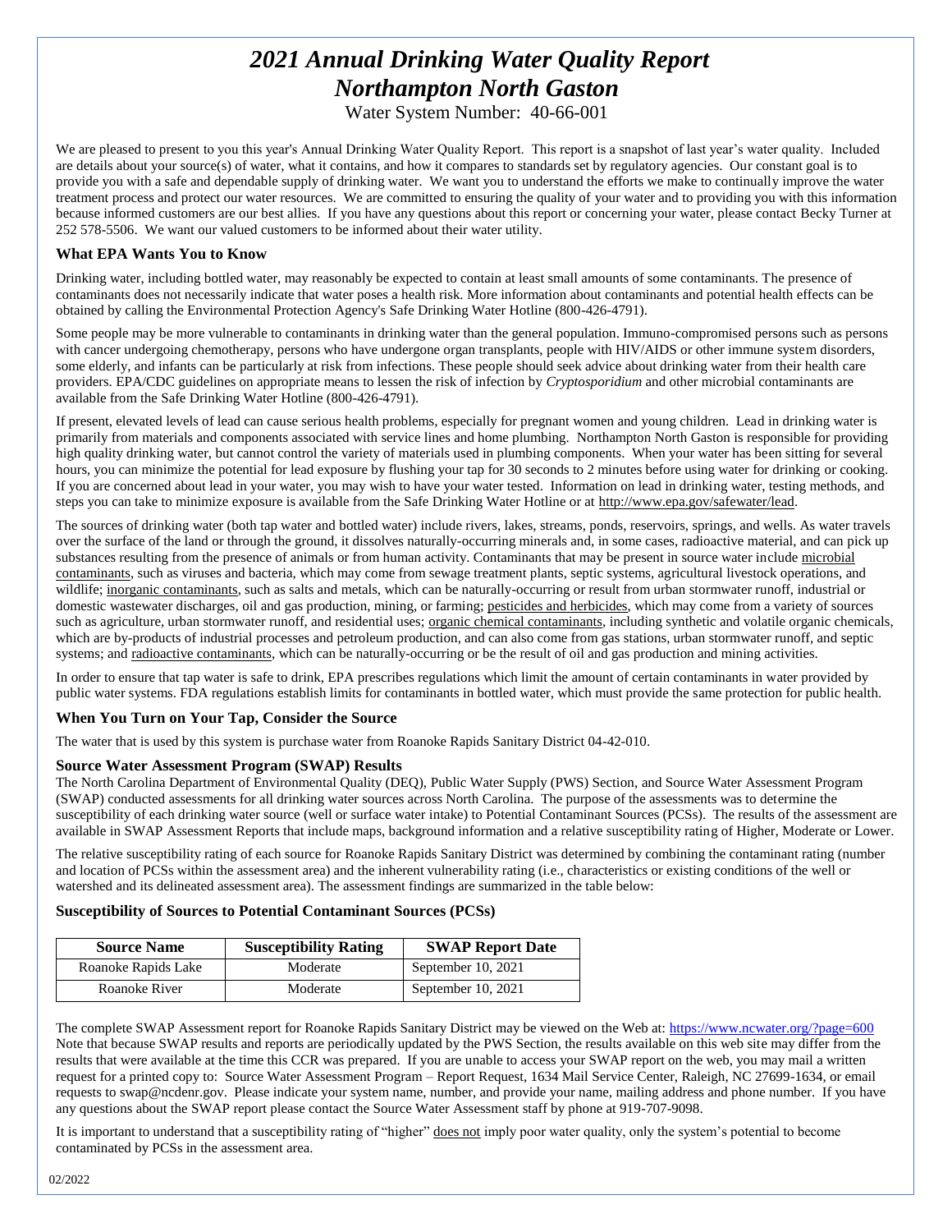# *2021 Annual Drinking Water Quality Report*
# *Northampton North Gaston*

Water System Number: 40-66-001

We are pleased to present to you this year's Annual Drinking Water Quality Report. This report is a snapshot of last year's water quality. Included are details about your source(s) of water, what it contains, and how it compares to standards set by regulatory agencies. Our constant goal is to provide you with a safe and dependable supply of drinking water. We want you to understand the efforts we make to continually improve the water treatment process and protect our water resources. We are committed to ensuring the quality of your water and to providing you with this information because informed customers are our best allies. If you have any questions about this report or concerning your water, please contact Becky Turner at 252 578-5506. We want our valued customers to be informed about their water utility.

### What EPA Wants You to Know

Drinking water, including bottled water, may reasonably be expected to contain at least small amounts of some contaminants. The presence of contaminants does not necessarily indicate that water poses a health risk. More information about contaminants and potential health effects can be obtained by calling the Environmental Protection Agency's Safe Drinking Water Hotline (800-426-4791).

Some people may be more vulnerable to contaminants in drinking water than the general population. Immuno-compromised persons such as persons with cancer undergoing chemotherapy, persons who have undergone organ transplants, people with HIV/AIDS or other immune system disorders, some elderly, and infants can be particularly at risk from infections. These people should seek advice about drinking water from their health care providers. EPA/CDC guidelines on appropriate means to lessen the risk of infection by *Cryptosporidium* and other microbial contaminants are available from the Safe Drinking Water Hotline (800-426-4791).

If present, elevated levels of lead can cause serious health problems, especially for pregnant women and young children. Lead in drinking water is primarily from materials and components associated with service lines and home plumbing. Northampton North Gaston is responsible for providing high quality drinking water, but cannot control the variety of materials used in plumbing components. When your water has been sitting for several hours, you can minimize the potential for lead exposure by flushing your tap for 30 seconds to 2 minutes before using water for drinking or cooking. If you are concerned about lead in your water, you may wish to have your water tested. Information on lead in drinking water, testing methods, and steps you can take to minimize exposure is available from the Safe Drinking Water Hotline or at http://www.epa.gov/safewater/lead.

The sources of drinking water (both tap water and bottled water) include rivers, lakes, streams, ponds, reservoirs, springs, and wells. As water travels over the surface of the land or through the ground, it dissolves naturally-occurring minerals and, in some cases, radioactive material, and can pick up substances resulting from the presence of animals or from human activity. Contaminants that may be present in source water include microbial contaminants, such as viruses and bacteria, which may come from sewage treatment plants, septic systems, agricultural livestock operations, and wildlife; inorganic contaminants, such as salts and metals, which can be naturally-occurring or result from urban stormwater runoff, industrial or domestic wastewater discharges, oil and gas production, mining, or farming; pesticides and herbicides, which may come from a variety of sources such as agriculture, urban stormwater runoff, and residential uses; organic chemical contaminants, including synthetic and volatile organic chemicals, which are by-products of industrial processes and petroleum production, and can also come from gas stations, urban stormwater runoff, and septic systems; and radioactive contaminants, which can be naturally-occurring or be the result of oil and gas production and mining activities.

In order to ensure that tap water is safe to drink, EPA prescribes regulations which limit the amount of certain contaminants in water provided by public water systems. FDA regulations establish limits for contaminants in bottled water, which must provide the same protection for public health.

### When You Turn on Your Tap, Consider the Source

The water that is used by this system is purchase water from Roanoke Rapids Sanitary District 04-42-010.

### Source Water Assessment Program (SWAP) Results

The North Carolina Department of Environmental Quality (DEQ), Public Water Supply (PWS) Section, and Source Water Assessment Program (SWAP) conducted assessments for all drinking water sources across North Carolina. The purpose of the assessments was to determine the susceptibility of each drinking water source (well or surface water intake) to Potential Contaminant Sources (PCSs). The results of the assessment are available in SWAP Assessment Reports that include maps, background information and a relative susceptibility rating of Higher, Moderate or Lower.

The relative susceptibility rating of each source for Roanoke Rapids Sanitary District was determined by combining the contaminant rating (number and location of PCSs within the assessment area) and the inherent vulnerability rating (i.e., characteristics or existing conditions of the well or watershed and its delineated assessment area). The assessment findings are summarized in the table below:

### Susceptibility of Sources to Potential Contaminant Sources (PCSs)

| Source Name | Susceptibility Rating | SWAP Report Date |
|---|---|---|
| Roanoke Rapids Lake | Moderate | September 10, 2021 |
| Roanoke River | Moderate | September 10, 2021 |

The complete SWAP Assessment report for Roanoke Rapids Sanitary District may be viewed on the Web at: https://www.ncwater.org/?page=600 Note that because SWAP results and reports are periodically updated by the PWS Section, the results available on this web site may differ from the results that were available at the time this CCR was prepared. If you are unable to access your SWAP report on the web, you may mail a written request for a printed copy to: Source Water Assessment Program – Report Request, 1634 Mail Service Center, Raleigh, NC 27699-1634, or email requests to swap@ncdenr.gov. Please indicate your system name, number, and provide your name, mailing address and phone number. If you have any questions about the SWAP report please contact the Source Water Assessment staff by phone at 919-707-9098.

It is important to understand that a susceptibility rating of "higher" does not imply poor water quality, only the system's potential to become contaminated by PCSs in the assessment area.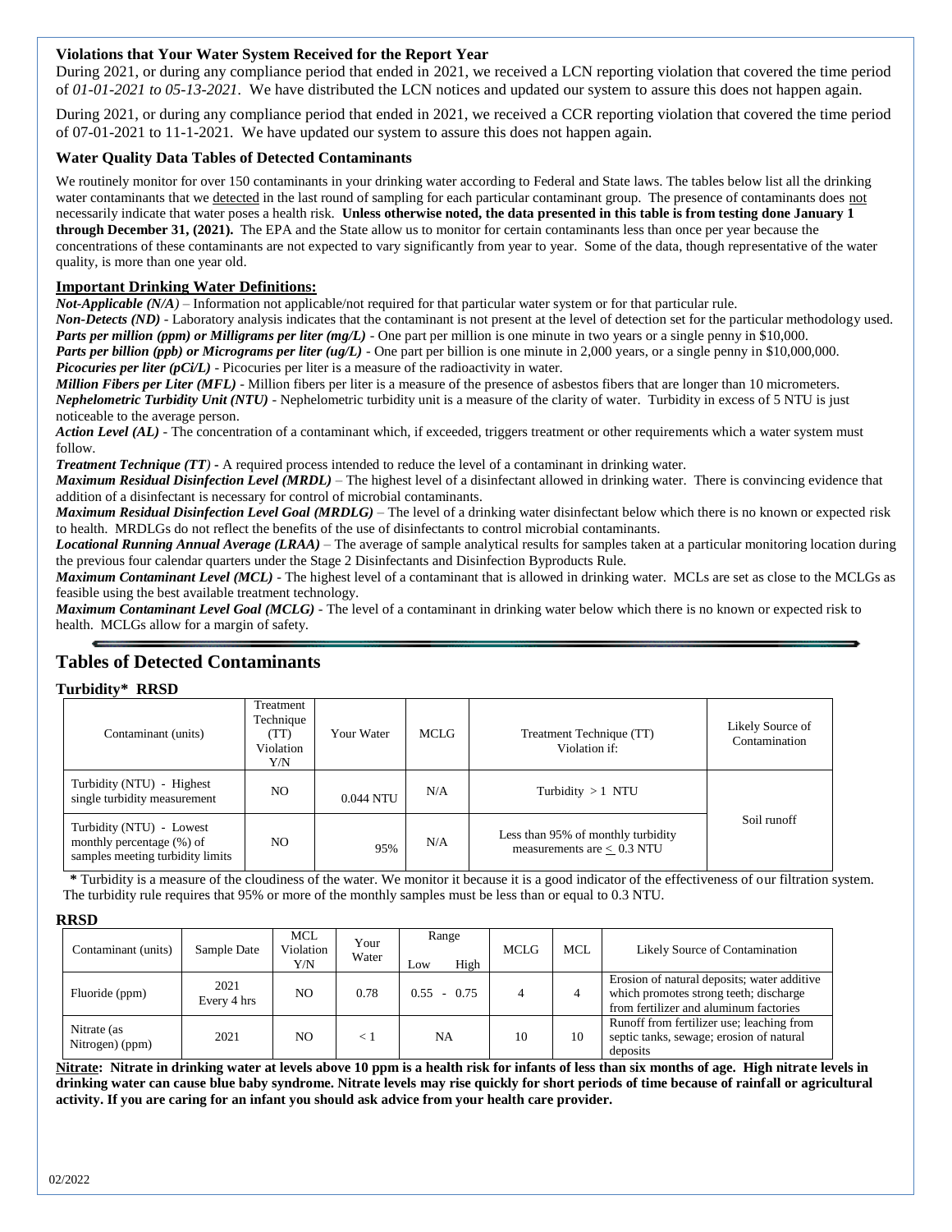### Violations that Your Water System Received for the Report Year

During 2021, or during any compliance period that ended in 2021, we received a LCN reporting violation that covered the time period of *01-01-2021 to 05-13-2021*. We have distributed the LCN notices and updated our system to assure this does not happen again.

During 2021, or during any compliance period that ended in 2021, we received a CCR reporting violation that covered the time period of 07-01-2021 to 11-1-2021. We have updated our system to assure this does not happen again.

### Water Quality Data Tables of Detected Contaminants

We routinely monitor for over 150 contaminants in your drinking water according to Federal and State laws. The tables below list all the drinking water contaminants that we detected in the last round of sampling for each particular contaminant group. The presence of contaminants does not necessarily indicate that water poses a health risk. **Unless otherwise noted, the data presented in this table is from testing done January 1 through December 31, (2021).** The EPA and the State allow us to monitor for certain contaminants less than once per year because the concentrations of these contaminants are not expected to vary significantly from year to year. Some of the data, though representative of the water quality, is more than one year old.

### Important Drinking Water Definitions:

***Not-Applicable (N/A)*** – Information not applicable/not required for that particular water system or for that particular rule.

***Non-Detects (ND)*** - Laboratory analysis indicates that the contaminant is not present at the level of detection set for the particular methodology used.

***Parts per million (ppm) or Milligrams per liter (mg/L)*** - One part per million is one minute in two years or a single penny in $10,000.

***Parts per billion (ppb) or Micrograms per liter (ug/L)*** - One part per billion is one minute in 2,000 years, or a single penny in $10,000,000.

***Picocuries per liter (pCi/L)*** - Picocuries per liter is a measure of the radioactivity in water.

***Million Fibers per Liter (MFL)*** - Million fibers per liter is a measure of the presence of asbestos fibers that are longer than 10 micrometers.

***Nephelometric Turbidity Unit (NTU)*** - Nephelometric turbidity unit is a measure of the clarity of water. Turbidity in excess of 5 NTU is just noticeable to the average person.

***Action Level (AL)*** - The concentration of a contaminant which, if exceeded, triggers treatment or other requirements which a water system must follow.

***Treatment Technique (TT)*** - A required process intended to reduce the level of a contaminant in drinking water.

***Maximum Residual Disinfection Level (MRDL)*** – The highest level of a disinfectant allowed in drinking water. There is convincing evidence that addition of a disinfectant is necessary for control of microbial contaminants.

***Maximum Residual Disinfection Level Goal (MRDLG)*** – The level of a drinking water disinfectant below which there is no known or expected risk to health. MRDLGs do not reflect the benefits of the use of disinfectants to control microbial contaminants.

***Locational Running Annual Average (LRAA)*** – The average of sample analytical results for samples taken at a particular monitoring location during the previous four calendar quarters under the Stage 2 Disinfectants and Disinfection Byproducts Rule.

***Maximum Contaminant Level (MCL)*** - The highest level of a contaminant that is allowed in drinking water. MCLs are set as close to the MCLGs as feasible using the best available treatment technology.

***Maximum Contaminant Level Goal (MCLG)*** - The level of a contaminant in drinking water below which there is no known or expected risk to health. MCLGs allow for a margin of safety.

## Tables of Detected Contaminants

### Turbidity* RRSD

| Contaminant (units) | Treatment Technique (TT) Violation Y/N | Your Water | MCLG | Treatment Technique (TT) Violation if: | Likely Source of Contamination |
|---|---|---|---|---|---|
| Turbidity (NTU) - Highest single turbidity measurement | NO | 0.044 NTU | N/A | Turbidity > 1 NTU | Soil runoff |
| Turbidity (NTU) - Lowest monthly percentage (%) of samples meeting turbidity limits | NO | 95% | N/A | Less than 95% of monthly turbidity measurements are ≤ 0.3 NTU | |

**\*** Turbidity is a measure of the cloudiness of the water. We monitor it because it is a good indicator of the effectiveness of our filtration system. The turbidity rule requires that 95% or more of the monthly samples must be less than or equal to 0.3 NTU.

### RRSD

| Contaminant (units) | Sample Date | MCL Violation Y/N | Your Water | Range Low - High | MCLG | MCL | Likely Source of Contamination |
|---|---|---|---|---|---|---|---|
| Fluoride (ppm) | 2021 Every 4 hrs | NO | 0.78 | 0.55 - 0.75 | 4 | 4 | Erosion of natural deposits; water additive which promotes strong teeth; discharge from fertilizer and aluminum factories |
| Nitrate (as Nitrogen) (ppm) | 2021 | NO | < 1 | NA | 10 | 10 | Runoff from fertilizer use; leaching from septic tanks, sewage; erosion of natural deposits |

**Nitrate: Nitrate in drinking water at levels above 10 ppm is a health risk for infants of less than six months of age. High nitrate levels in drinking water can cause blue baby syndrome. Nitrate levels may rise quickly for short periods of time because of rainfall or agricultural activity. If you are caring for an infant you should ask advice from your health care provider.**

02/2022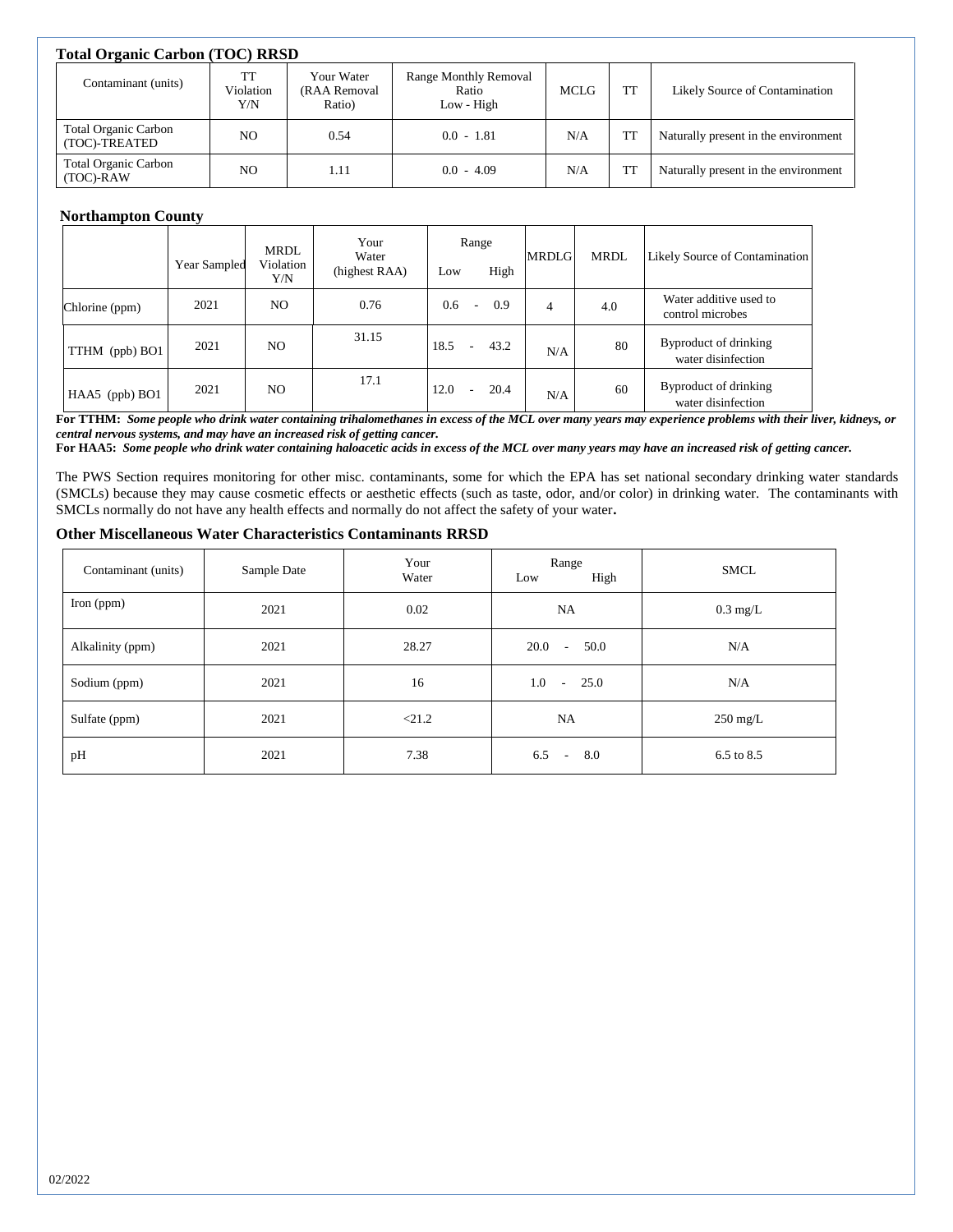**Total Organic Carbon (TOC) RRSD**

| Contaminant (units) | TT Violation Y/N | Your Water (RAA Removal Ratio) | Range Monthly Removal Ratio Low - High | MCLG | TT | Likely Source of Contamination |
|---|---|---|---|---|---|---|
| Total Organic Carbon (TOC)-TREATED | NO | 0.54 | 0.0 - 1.81 | N/A | TT | Naturally present in the environment |
| Total Organic Carbon (TOC)-RAW | NO | 1.11 | 0.0 - 4.09 | N/A | TT | Naturally present in the environment |

**Northampton County**

| | Year Sampled | MRDL Violation Y/N | Your Water (highest RAA) | Range Low - High | MRDLG | MRDL | Likely Source of Contamination |
|---|---|---|---|---|---|---|---|
| Chlorine (ppm) | 2021 | NO | 0.76 | 0.6 - 0.9 | 4 | 4.0 | Water additive used to control microbes |
| TTHM (ppb) BO1 | 2021 | NO | 31.15 | 18.5 - 43.2 | N/A | 80 | Byproduct of drinking water disinfection |
| HAA5 (ppb) BO1 | 2021 | NO | 17.1 | 12.0 - 20.4 | N/A | 60 | Byproduct of drinking water disinfection |

**For TTHM:** ***Some people who drink water containing trihalomethanes in excess of the MCL over many years may experience problems with their liver, kidneys, or central nervous systems, and may have an increased risk of getting cancer.***

**For HAA5:** ***Some people who drink water containing haloacetic acids in excess of the MCL over many years may have an increased risk of getting cancer.***

The PWS Section requires monitoring for other misc. contaminants, some for which the EPA has set national secondary drinking water standards (SMCLs) because they may cause cosmetic effects or aesthetic effects (such as taste, odor, and/or color) in drinking water. The contaminants with SMCLs normally do not have any health effects and normally do not affect the safety of your water.

**Other Miscellaneous Water Characteristics Contaminants RRSD**

| Contaminant (units) | Sample Date | Your Water | Range Low - High | SMCL |
|---|---|---|---|---|
| Iron (ppm) | 2021 | 0.02 | NA | 0.3 mg/L |
| Alkalinity (ppm) | 2021 | 28.27 | 20.0 - 50.0 | N/A |
| Sodium (ppm) | 2021 | 16 | 1.0 - 25.0 | N/A |
| Sulfate (ppm) | 2021 | <21.2 | NA | 250 mg/L |
| pH | 2021 | 7.38 | 6.5 - 8.0 | 6.5 to 8.5 |

02/2022